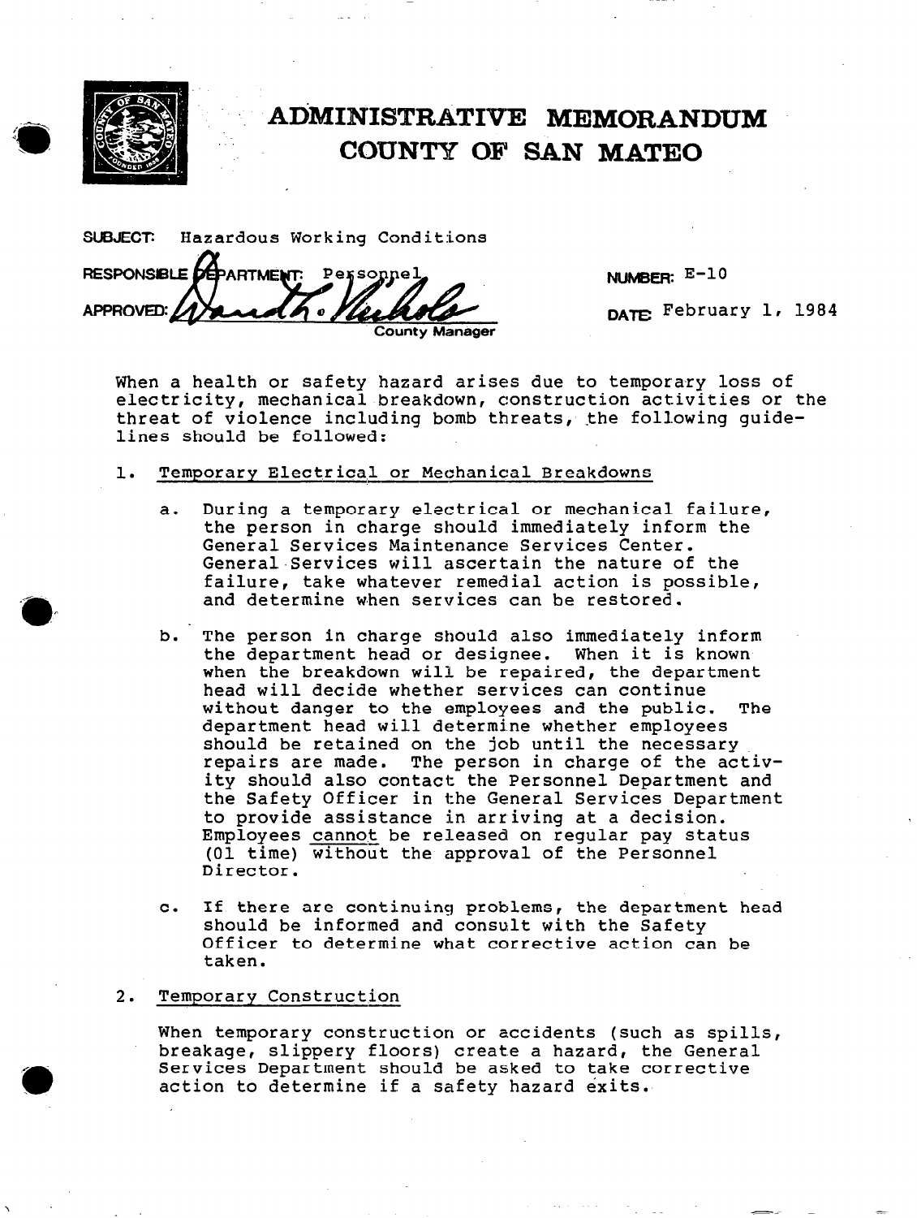# ADMINISTRATIVE MEMORANDUM
# COUNTY OF SAN MATEO

**SUBJECT:** Hazardous Working Conditions

**RESPONSIBLE DEPARTMENT:** Personnel

**APPROVED:** County Manager

**NUMBER:** E-10

**DATE:** February 1, 1984

When a health or safety hazard arises due to temporary loss of electricity, mechanical breakdown, construction activities or the threat of violence including bomb threats, the following guidelines should be followed:

1. Temporary Electrical or Mechanical Breakdowns

   a. During a temporary electrical or mechanical failure, the person in charge should immediately inform the General Services Maintenance Services Center. General Services will ascertain the nature of the failure, take whatever remedial action is possible, and determine when services can be restored.

   b. The person in charge should also immediately inform the department head or designee. When it is known when the breakdown will be repaired, the department head will decide whether services can continue without danger to the employees and the public. The department head will determine whether employees should be retained on the job until the necessary repairs are made. The person in charge of the activity should also contact the Personnel Department and the Safety Officer in the General Services Department to provide assistance in arriving at a decision. Employees cannot be released on regular pay status (01 time) without the approval of the Personnel Director.

   c. If there are continuing problems, the department head should be informed and consult with the Safety Officer to determine what corrective action can be taken.

2. Temporary Construction

   When temporary construction or accidents (such as spills, breakage, slippery floors) create a hazard, the General Services Department should be asked to take corrective action to determine if a safety hazard exits.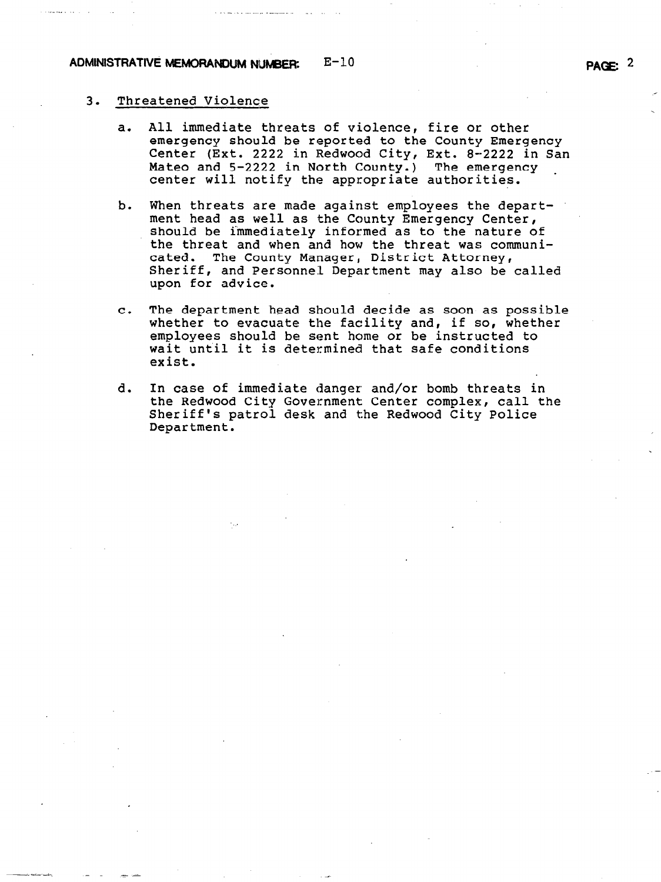3. Threatened Violence

   a. All immediate threats of violence, fire or other emergency should be reported to the County Emergency Center (Ext. 2222 in Redwood City, Ext. 8-2222 in San Mateo and 5-2222 in North County.) The emergency center will notify the appropriate authorities.

   b. When threats are made against employees the department head as well as the County Emergency Center, should be immediately informed as to the nature of the threat and when and how the threat was communicated. The County Manager, District Attorney, Sheriff, and Personnel Department may also be called upon for advice.

   c. The department head should decide as soon as possible whether to evacuate the facility and, if so, whether employees should be sent home or be instructed to wait until it is determined that safe conditions exist.

   d. In case of immediate danger and/or bomb threats in the Redwood City Government Center complex, call the Sheriff's patrol desk and the Redwood City Police Department.